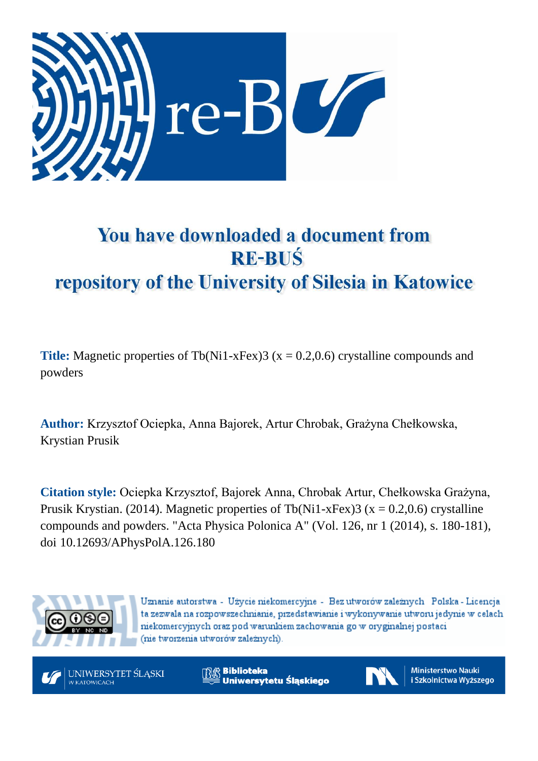# You have downloaded a document from RE-BUŚ repository of the University of Silesia in Katowice

**Title:** Magnetic properties of $Tb(Ni_{1-x}Fe_x)_3$ (x = 0.2,0.6) crystalline compounds and powders

**Author:** Krzysztof Ociepka, Anna Bajorek, Artur Chrobak, Grażyna Chełkowska, Krystian Prusik

**Citation style:** Ociepka Krzysztof, Bajorek Anna, Chrobak Artur, Chełkowska Grażyna, Prusik Krystian. (2014). Magnetic properties of $Tb(Ni_{1-x}Fe_x)_3$ (x = 0.2,0.6) crystalline compounds and powders. "Acta Physica Polonica A" (Vol. 126, nr 1 (2014), s. 180-181), doi 10.12693/APhysPolA.126.180

Uznanie autorstwa - Użycie niekomercyjne - Bez utworów zależnych Polska - Licencja ta zezwala na rozpowszechnianie, przedstawianie i wykonywanie utworu jedynie w celach niekomercyjnych oraz pod warunkiem zachowania go w oryginalnej postaci (nie tworzenia utworów zależnych).

UNIWERSYTET ŚLĄSKI W KATOWICACH | Biblioteka Uniwersytetu Śląskiego | Ministerstwo Nauki i Szkolnictwa Wyższego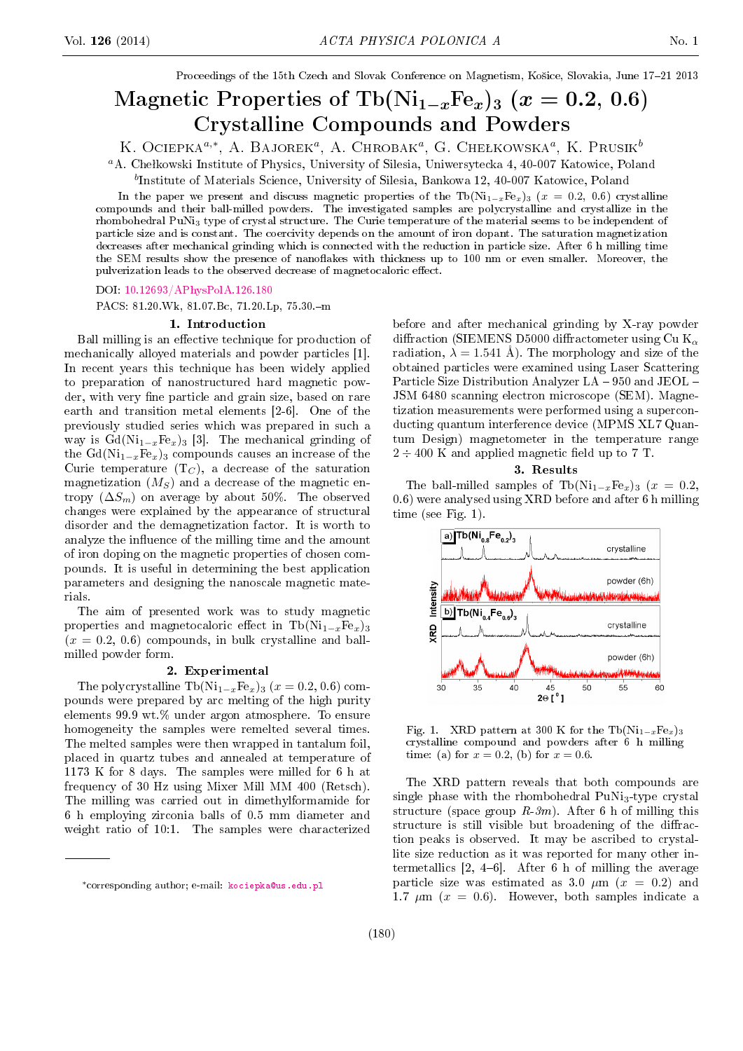# Magnetic Properties of $Tb(Ni_{1-x}Fe_x)_3$ ($x = 0.2, 0.6$) Crystalline Compounds and Powders

K. Ociepka[a,*], A. Bajorek[a], A. Chrobak[a], G. Chełkowska[a], K. Prusik[b]

[a]A. Chełkowski Institute of Physics, University of Silesia, Uniwersytecka 4, 40-007 Katowice, Poland

[b]Institute of Materials Science, University of Silesia, Bankowa 12, 40-007 Katowice, Poland

Proceedings of the 15th Czech and Slovak Conference on Magnetism, Košice, Slovakia, June 17–21 2013

In the paper we present and discuss magnetic properties of the $Tb(Ni_{1-x}Fe_x)_3$ ($x = 0.2, 0.6$) crystalline compounds and their ball-milled powders. The investigated samples are polycrystalline and crystallize in the rhombohedral $PuNi_3$ type of crystal structure. The Curie temperature of the material seems to be independent of particle size and is constant. The coercivity depends on the amount of iron dopant. The saturation magnetization decreases after mechanical grinding which is connected with the reduction in particle size. After 6 h milling time the SEM results show the presence of nanoflakes with thickness up to 100 nm or even smaller. Moreover, the pulverization leads to the observed decrease of magnetocaloric effect.

DOI: 10.12693/APhysPolA.126.180

PACS: 81.20.Wk, 81.07.Bc, 71.20.Lp, 75.30.–m

## 1. Introduction

Ball milling is an effective technique for production of mechanically alloyed materials and powder particles [1]. In recent years this technique has been widely applied to preparation of nanostructured hard magnetic powder, with very fine particle and grain size, based on rare earth and transition metal elements [2-6]. One of the previously studied series which was prepared in such a way is $Gd(Ni_{1-x}Fe_x)_3$ [3]. The mechanical grinding of the $Gd(Ni_{1-x}Fe_x)_3$ compounds causes an increase of the Curie temperature ($T_C$), a decrease of the saturation magnetization ($M_S$) and a decrease of the magnetic entropy ($\Delta S_m$) on average by about 50%. The observed changes were explained by the appearance of structural disorder and the demagnetization factor. It is worth to analyze the influence of the milling time and the amount of iron doping on the magnetic properties of chosen compounds. It is useful in determining the best application parameters and designing the nanoscale magnetic materials.

The aim of presented work was to study magnetic properties and magnetocaloric effect in $Tb(Ni_{1-x}Fe_x)_3$ ($x = 0.2, 0.6$) compounds, in bulk crystalline and ball-milled powder form.

## 2. Experimental

The polycrystalline $Tb(Ni_{1-x}Fe_x)_3$ ($x = 0.2, 0.6$) compounds were prepared by arc melting of the high purity elements 99.9 wt.% under argon atmosphere. To ensure homogeneity the samples were remelted several times. The melted samples were then wrapped in tantalum foil, placed in quartz tubes and annealed at temperature of 1173 K for 8 days. The samples were milled for 6 h at frequency of 30 Hz using Mixer Mill MM 400 (Retsch). The milling was carried out in dimethylformamide for 6 h employing zirconia balls of 0.5 mm diameter and weight ratio of 10:1. The samples were characterized before and after mechanical grinding by X-ray powder diffraction (SIEMENS D5000 diffractometer using Cu $K_\alpha$ radiation, $\lambda = 1.541$ Å). The morphology and size of the obtained particles were examined using Laser Scattering Particle Size Distribution Analyzer LA – 950 and JEOL – JSM 6480 scanning electron microscope (SEM). Magnetization measurements were performed using a superconducting quantum interference device (MPMS XL7 Quantum Design) magnetometer in the temperature range $2 \div 400$ K and applied magnetic field up to 7 T.

## 3. Results

The ball-milled samples of $Tb(Ni_{1-x}Fe_x)_3$ ($x = 0.2, 0.6$) were analysed using XRD before and after 6 h milling time (see Fig. 1).

Fig. 1. XRD pattern at 300 K for the $Tb(Ni_{1-x}Fe_x)_3$ crystalline compound and powders after 6 h milling time: (a) for $x = 0.2$, (b) for $x = 0.6$.

The XRD pattern reveals that both compounds are single phase with the rhombohedral $PuNi_3$-type crystal structure (space group $R$-$3m$). After 6 h of milling this structure is still visible but broadening of the diffraction peaks is observed. It may be ascribed to crystallite size reduction as it was reported for many other intermetallics [2, 4–6]. After 6 h of milling the average particle size was estimated as 3.0 $\mu$m ($x = 0.2$) and 1.7 $\mu$m ($x = 0.6$). However, both samples indicate a

*corresponding author; e-mail: kociepka@us.edu.pl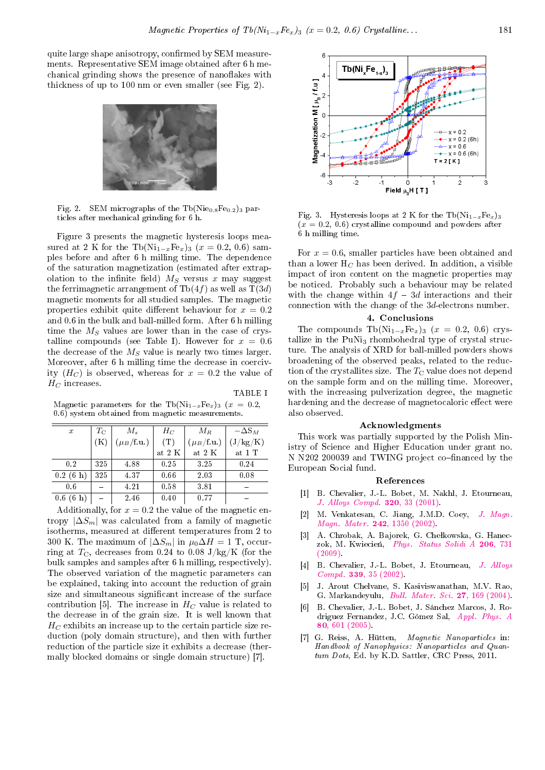quite large shape anisotropy, confirmed by SEM measurements. Representative SEM image obtained after 6 h mechanical grinding shows the presence of nanoflakes with thickness of up to 100 nm or even smaller (see Fig. 2).

Fig. 2. SEM micrographs of the $Tb(Nie_{0.8}Fe_{0.2})_3$ particles after mechanical grinding for 6 h.

Figure 3 presents the magnetic hysteresis loops measured at 2 K for the $Tb(Ni_{1-x}Fe_x)_3$ ($x = 0.2, 0.6$) samples before and after 6 h milling time. The dependence of the saturation magnetization (estimated after extrapolation to the infinite field) $M_S$ versus $x$ may suggest the ferrimagnetic arrangement of $Tb(4f)$ as well as $T(3d)$ magnetic moments for all studied samples. The magnetic properties exhibit quite different behaviour for $x = 0.2$ and 0.6 in the bulk and ball-milled form. After 6 h milling time the $M_S$ values are lower than in the case of crystalline compounds (see Table I). However for $x = 0.6$ the decrease of the $M_S$ value is nearly two times larger. Moreover, after 6 h milling time the decrease in coercivity ($H_C$) is observed, whereas for $x = 0.2$ the value of $H_C$ increases.

TABLE I

Magnetic parameters for the $Tb(Ni_{1-x}Fe_x)_3$ ($x = 0.2, 0.6$) system obtained from magnetic measurements.

| $x$ | $T_C$ (K) | $M_s$ ($\mu_B$/f.u.) | $H_C$ (T) at 2 K | $M_R$ ($\mu_B$/f.u.) at 2 K | $-\Delta S_M$ (J/kg/K) at 1 T |
|---|---|---|---|---|---|
| 0.2 | 325 | 4.88 | 0.25 | 3.25 | 0.24 |
| 0.2 (6 h) | 325 | 4.37 | 0.66 | 2.03 | 0.08 |
| 0.6 | – | 4.21 | 0.58 | 3.81 | – |
| 0.6 (6 h) | – | 2.46 | 0.40 | 0.77 | – |

Additionally, for $x = 0.2$ the value of the magnetic entropy $|\Delta S_m|$ was calculated from a family of magnetic isotherms, measured at different temperatures from 2 to 300 K. The maximum of $|\Delta S_m|$ in $\mu_0 \Delta H = 1$ T, occurring at $T_C$, decreases from 0.24 to 0.08 J/kg/K (for the bulk samples and samples after 6 h milling, respectively). The observed variation of the magnetic parameters can be explained, taking into account the reduction of grain size and simultaneous significant increase of the surface contribution [5]. The increase in $H_C$ value is related to the decrease in of the grain size. It is well known that $H_C$ exhibits an increase up to the certain particle size reduction (poly domain structure), and then with further reduction of the particle size it exhibits a decrease (thermally blocked domains or single domain structure) [7].

Tb(Ni$_x$Fe$_{1-x}$)$_3$

Magnetization M [ $\mu_B$ / f.u ]

Field $\mu_0$H [ T ]

x = 0.2
x = 0.2 (6h)
x = 0.6
x = 0.6 (6h)
T = 2 [ K ]

Fig. 3. Hysteresis loops at 2 K for the $Tb(Ni_{1-x}Fe_x)_3$ ($x = 0.2, 0.6$) crystalline compound and powders after 6 h milling time.

For $x = 0.6$, smaller particles have been obtained and than a lower $H_C$ has been derived. In addition, a visible impact of iron content on the magnetic properties may be noticed. Probably such a behaviour may be related with the change within $4f - 3d$ interactions and their connection with the change of the 3$d$-electrons number.

## 4. Conclusions

The compounds $Tb(Ni_{1-x}Fe_x)_3$ ($x = 0.2, 0.6$) crystallize in the $PuNi_3$ rhombohedral type of crystal structure. The analysis of XRD for ball-milled powders shows broadening of the observed peaks, related to the reduction of the crystallites size. The $T_C$ value does not depend on the sample form and on the milling time. Moreover, with the increasing pulverization degree, the magnetic hardening and the decrease of magnetocaloric effect were also observed.

## Acknowledgments

This work was partially supported by the Polish Ministry of Science and Higher Education under grant no. N N202 200039 and TWING project co–financed by the European Social fund.

## References

[1] B. Chevalier, J.-L. Bobet, M. Nakhl, J. Etourneau, *J. Alloys Compd.* **320**, 33 (2001).

[2] M. Venkatesan, C. Jiang, J.M.D. Coey, *J. Magn. Magn. Mater.* **242**, 1350 (2002).

[3] A. Chrobak, A. Bajorek, G. Chełkowska, G. Haneczok, M. Kwiecień, *Phys. Status Solidi A* **206**, 731 (2009).

[4] B. Chevalier, J.-L. Bobet, J. Etourneau, *J. Alloys Compd.* **339**, 35 (2002).

[5] J. Arout Chelvane, S. Kasiviswanathan, M.V. Rao, G. Markandeyulu, *Bull. Mater. Sci.* **27**, 169 (2004).

[6] B. Chevalier, J.-L. Bobet, J. Sánchez Marcos, J. Rodriguez Fernandez, J.C. Gómez Sal, *Appl. Phys. A* **80**, 601 (2005).

[7] G. Reiss, A. Hütten, *Magnetic Nanoparticles* in: *Handbook of Nanophysics: Nanoparticles and Quantum Dots*, Ed. by K.D. Sattler, CRC Press, 2011.